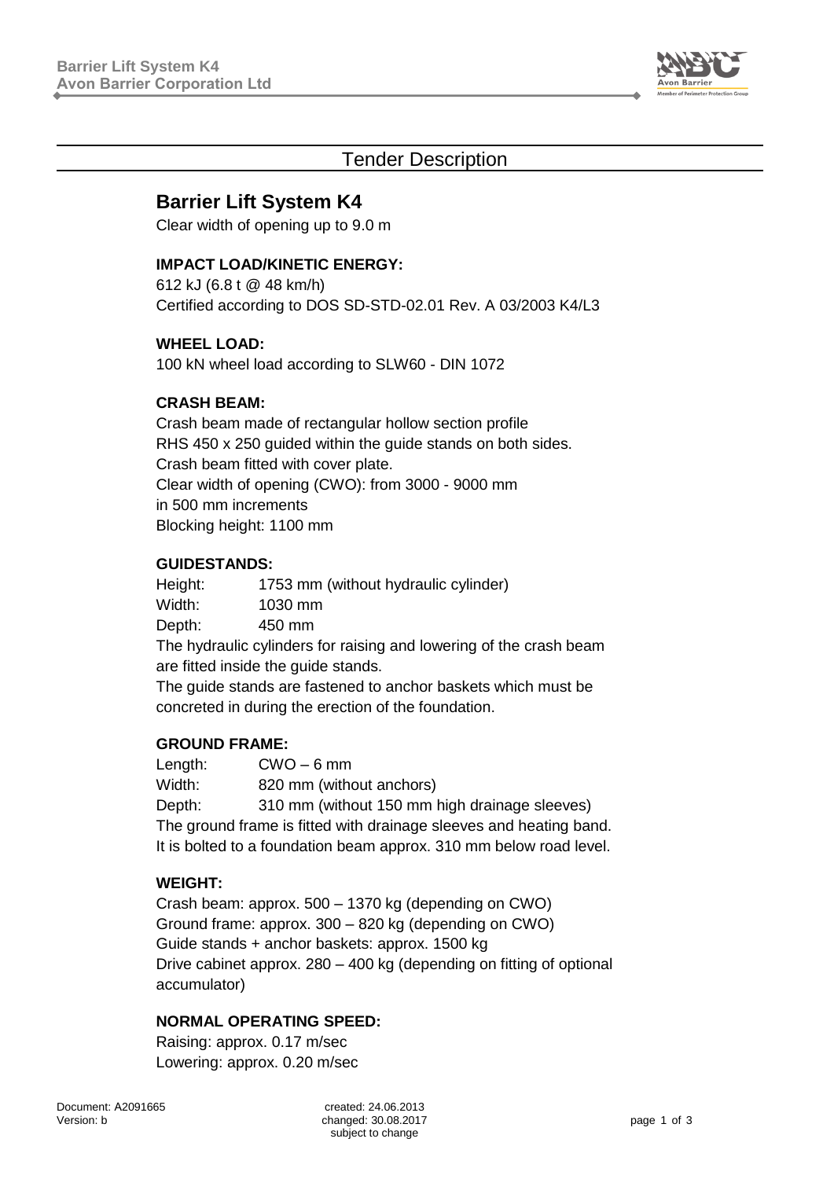# Tender Description

## Barrier Lift System K4

Clear width of opening up to 9.0 m

### IMPACT LOAD/KINETIC ENERGY:

612 kJ (6.8 t @ 48 km/h)
Certified according to DOS SD-STD-02.01 Rev. A 03/2003 K4/L3

### WHEEL LOAD:

100 kN wheel load according to SLW60 - DIN 1072

### CRASH BEAM:

Crash beam made of rectangular hollow section profile RHS 450 x 250 guided within the guide stands on both sides.
Crash beam fitted with cover plate.
Clear width of opening (CWO): from 3000 - 9000 mm in 500 mm increments
Blocking height: 1100 mm

### GUIDESTANDS:

Height: 1753 mm (without hydraulic cylinder)
Width: 1030 mm
Depth: 450 mm

The hydraulic cylinders for raising and lowering of the crash beam are fitted inside the guide stands.
The guide stands are fastened to anchor baskets which must be concreted in during the erection of the foundation.

### GROUND FRAME:

Length: CWO – 6 mm
Width: 820 mm (without anchors)
Depth: 310 mm (without 150 mm high drainage sleeves)

The ground frame is fitted with drainage sleeves and heating band.
It is bolted to a foundation beam approx. 310 mm below road level.

### WEIGHT:

Crash beam: approx. 500 – 1370 kg (depending on CWO)
Ground frame: approx. 300 – 820 kg (depending on CWO)
Guide stands + anchor baskets: approx. 1500 kg
Drive cabinet approx. 280 – 400 kg (depending on fitting of optional accumulator)

### NORMAL OPERATING SPEED:

Raising: approx. 0.17 m/sec
Lowering: approx. 0.20 m/sec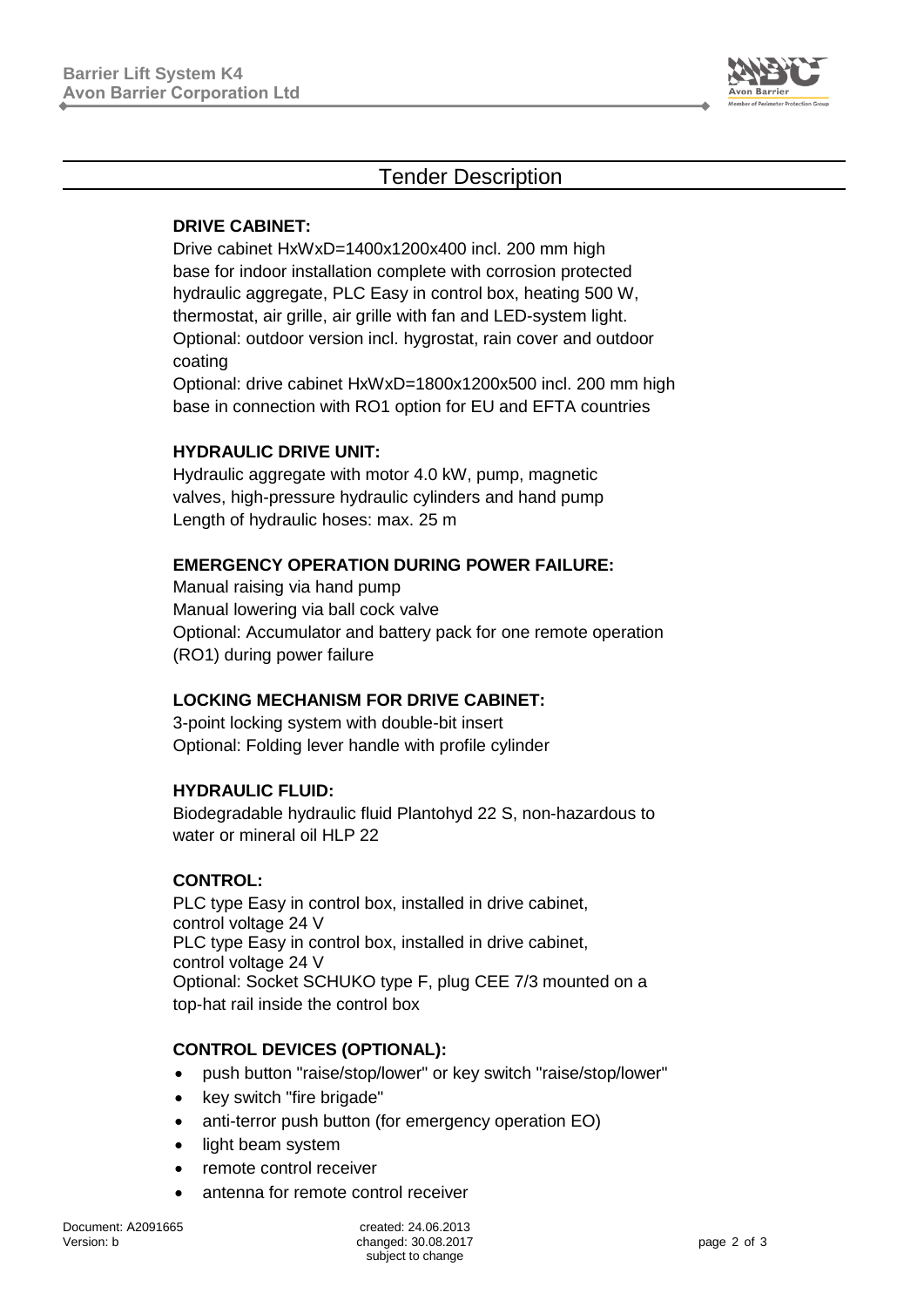## Tender Description

**DRIVE CABINET:**

Drive cabinet HxWxD=1400x1200x400 incl. 200 mm high base for indoor installation complete with corrosion protected hydraulic aggregate, PLC Easy in control box, heating 500 W, thermostat, air grille, air grille with fan and LED-system light.
Optional: outdoor version incl. hygrostat, rain cover and outdoor coating
Optional: drive cabinet HxWxD=1800x1200x500 incl. 200 mm high base in connection with RO1 option for EU and EFTA countries

**HYDRAULIC DRIVE UNIT:**

Hydraulic aggregate with motor 4.0 kW, pump, magnetic valves, high-pressure hydraulic cylinders and hand pump
Length of hydraulic hoses: max. 25 m

**EMERGENCY OPERATION DURING POWER FAILURE:**

Manual raising via hand pump
Manual lowering via ball cock valve
Optional: Accumulator and battery pack for one remote operation (RO1) during power failure

**LOCKING MECHANISM FOR DRIVE CABINET:**

3-point locking system with double-bit insert
Optional: Folding lever handle with profile cylinder

**HYDRAULIC FLUID:**

Biodegradable hydraulic fluid Plantohyd 22 S, non-hazardous to water or mineral oil HLP 22

**CONTROL:**

PLC type Easy in control box, installed in drive cabinet, control voltage 24 V
PLC type Easy in control box, installed in drive cabinet, control voltage 24 V
Optional: Socket SCHUKO type F, plug CEE 7/3 mounted on a top-hat rail inside the control box

**CONTROL DEVICES (OPTIONAL):**

- push button "raise/stop/lower" or key switch "raise/stop/lower"
- key switch "fire brigade"
- anti-terror push button (for emergency operation EO)
- light beam system
- remote control receiver
- antenna for remote control receiver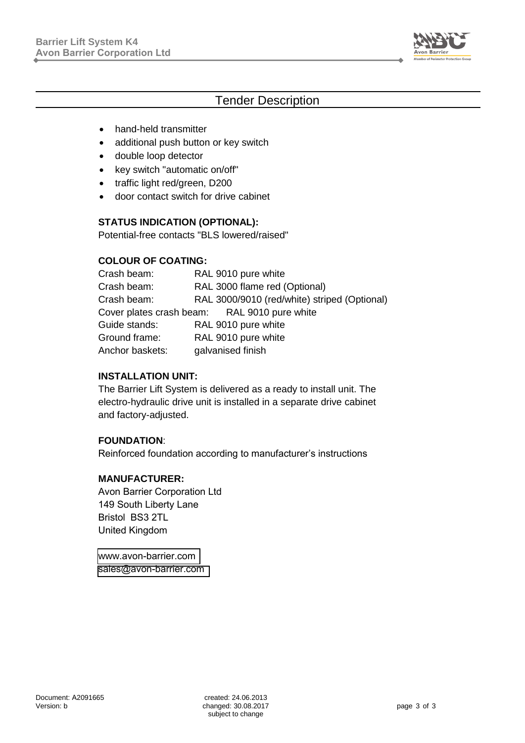## Tender Description

- hand-held transmitter
- additional push button or key switch
- double loop detector
- key switch "automatic on/off"
- traffic light red/green, D200
- door contact switch for drive cabinet

**STATUS INDICATION (OPTIONAL):**

Potential-free contacts "BLS lowered/raised"

**COLOUR OF COATING:**

| | |
|---|---|
| Crash beam: | RAL 9010 pure white |
| Crash beam: | RAL 3000 flame red (Optional) |
| Crash beam: | RAL 3000/9010 (red/white) striped (Optional) |
| Cover plates crash beam: | RAL 9010 pure white |
| Guide stands: | RAL 9010 pure white |
| Ground frame: | RAL 9010 pure white |
| Anchor baskets: | galvanised finish |

**INSTALLATION UNIT:**

The Barrier Lift System is delivered as a ready to install unit. The electro-hydraulic drive unit is installed in a separate drive cabinet and factory-adjusted.

**FOUNDATION**:

Reinforced foundation according to manufacturer's instructions

**MANUFACTURER:**

Avon Barrier Corporation Ltd
149 South Liberty Lane
Bristol BS3 2TL
United Kingdom

www.avon-barrier.com
sales@avon-barrier.com

Document: A2091665
Version: b

created: 24.06.2013
changed: 30.08.2017
subject to change